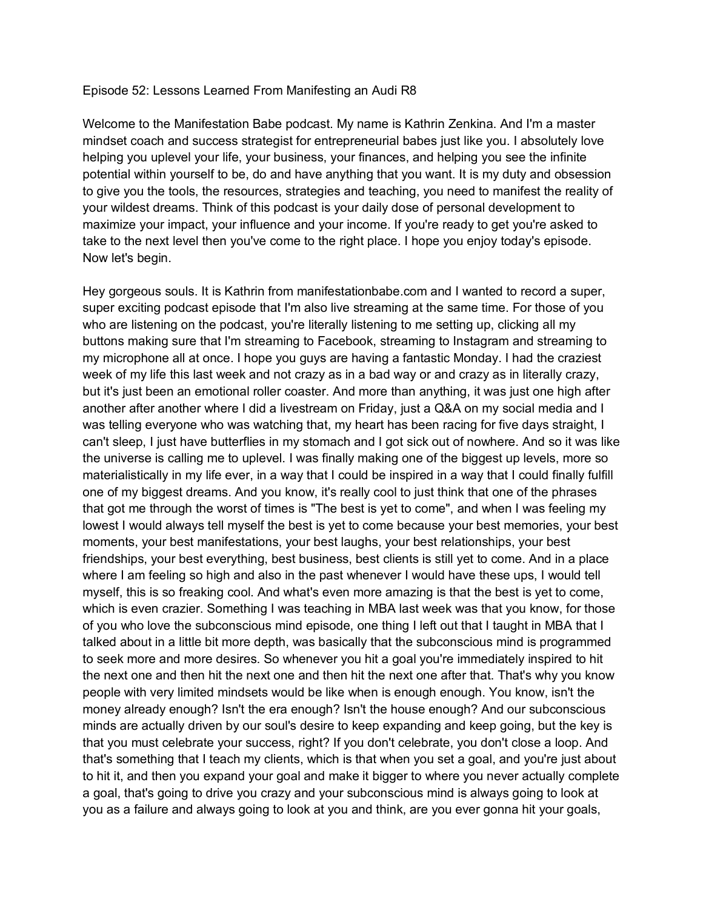# Episode 52: Lessons Learned From Manifesting an Audi R8

Welcome to the Manifestation Babe podcast. My name is Kathrin Zenkina. And I'm a master mindset coach and success strategist for entrepreneurial babes just like you. I absolutely love helping you uplevel your life, your business, your finances, and helping you see the infinite potential within yourself to be, do and have anything that you want. It is my duty and obsession to give you the tools, the resources, strategies and teaching, you need to manifest the reality of your wildest dreams. Think of this podcast is your daily dose of personal development to maximize your impact, your influence and your income. If you're ready to get you're asked to take to the next level then you've come to the right place. I hope you enjoy today's episode. Now let's begin.

Hey gorgeous souls. It is Kathrin from manifestationbabe.com and I wanted to record a super, super exciting podcast episode that I'm also live streaming at the same time. For those of you who are listening on the podcast, you're literally listening to me setting up, clicking all my buttons making sure that I'm streaming to Facebook, streaming to Instagram and streaming to my microphone all at once. I hope you guys are having a fantastic Monday. I had the craziest week of my life this last week and not crazy as in a bad way or and crazy as in literally crazy, but it's just been an emotional roller coaster. And more than anything, it was just one high after another after another where I did a livestream on Friday, just a Q&A on my social media and I was telling everyone who was watching that, my heart has been racing for five days straight, I can't sleep, I just have butterflies in my stomach and I got sick out of nowhere. And so it was like the universe is calling me to uplevel. I was finally making one of the biggest up levels, more so materialistically in my life ever, in a way that I could be inspired in a way that I could finally fulfill one of my biggest dreams. And you know, it's really cool to just think that one of the phrases that got me through the worst of times is "The best is yet to come", and when I was feeling my lowest I would always tell myself the best is yet to come because your best memories, your best moments, your best manifestations, your best laughs, your best relationships, your best friendships, your best everything, best business, best clients is still yet to come. And in a place where I am feeling so high and also in the past whenever I would have these ups, I would tell myself, this is so freaking cool. And what's even more amazing is that the best is yet to come, which is even crazier. Something I was teaching in MBA last week was that you know, for those of you who love the subconscious mind episode, one thing I left out that I taught in MBA that I talked about in a little bit more depth, was basically that the subconscious mind is programmed to seek more and more desires. So whenever you hit a goal you're immediately inspired to hit the next one and then hit the next one and then hit the next one after that. That's why you know people with very limited mindsets would be like when is enough enough. You know, isn't the money already enough? Isn't the era enough? Isn't the house enough? And our subconscious minds are actually driven by our soul's desire to keep expanding and keep going, but the key is that you must celebrate your success, right? If you don't celebrate, you don't close a loop. And that's something that I teach my clients, which is that when you set a goal, and you're just about to hit it, and then you expand your goal and make it bigger to where you never actually complete a goal, that's going to drive you crazy and your subconscious mind is always going to look at you as a failure and always going to look at you and think, are you ever gonna hit your goals,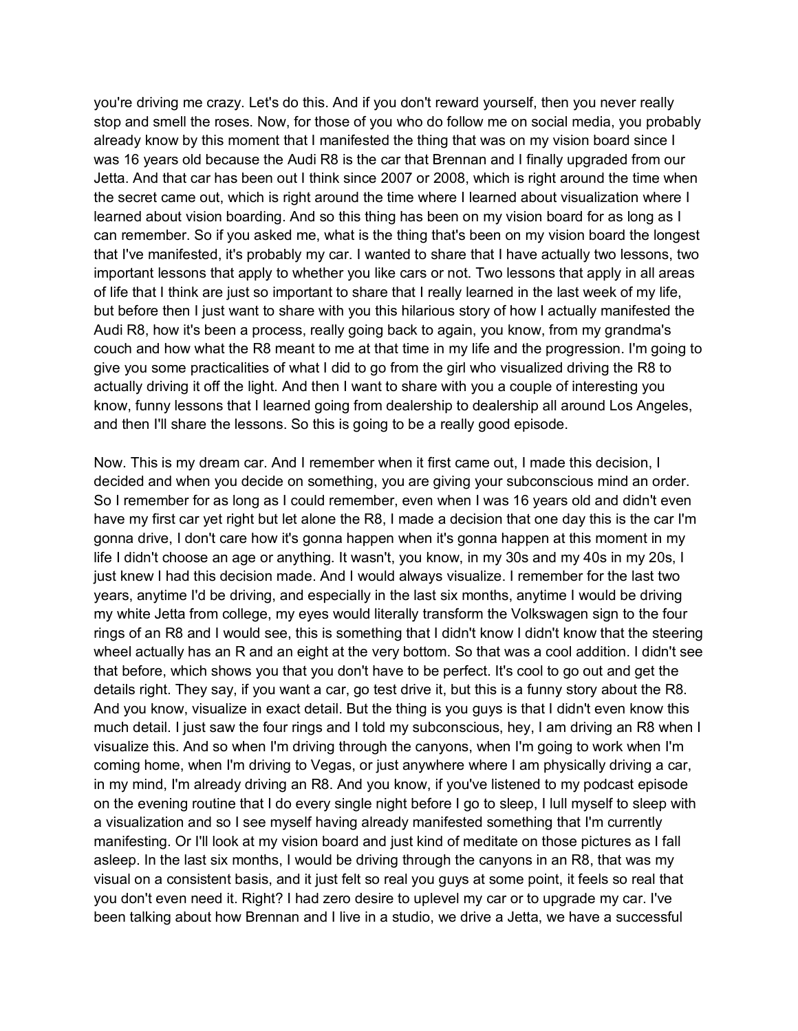you're driving me crazy. Let's do this. And if you don't reward yourself, then you never really stop and smell the roses. Now, for those of you who do follow me on social media, you probably already know by this moment that I manifested the thing that was on my vision board since I was 16 years old because the Audi R8 is the car that Brennan and I finally upgraded from our Jetta. And that car has been out I think since 2007 or 2008, which is right around the time when the secret came out, which is right around the time where I learned about visualization where I learned about vision boarding. And so this thing has been on my vision board for as long as I can remember. So if you asked me, what is the thing that's been on my vision board the longest that I've manifested, it's probably my car. I wanted to share that I have actually two lessons, two important lessons that apply to whether you like cars or not. Two lessons that apply in all areas of life that I think are just so important to share that I really learned in the last week of my life, but before then I just want to share with you this hilarious story of how I actually manifested the Audi R8, how it's been a process, really going back to again, you know, from my grandma's couch and how what the R8 meant to me at that time in my life and the progression. I'm going to give you some practicalities of what I did to go from the girl who visualized driving the R8 to actually driving it off the light. And then I want to share with you a couple of interesting you know, funny lessons that I learned going from dealership to dealership all around Los Angeles, and then I'll share the lessons. So this is going to be a really good episode.

Now. This is my dream car. And I remember when it first came out, I made this decision, I decided and when you decide on something, you are giving your subconscious mind an order. So I remember for as long as I could remember, even when I was 16 years old and didn't even have my first car yet right but let alone the R8, I made a decision that one day this is the car I'm gonna drive, I don't care how it's gonna happen when it's gonna happen at this moment in my life I didn't choose an age or anything. It wasn't, you know, in my 30s and my 40s in my 20s, I just knew I had this decision made. And I would always visualize. I remember for the last two years, anytime I'd be driving, and especially in the last six months, anytime I would be driving my white Jetta from college, my eyes would literally transform the Volkswagen sign to the four rings of an R8 and I would see, this is something that I didn't know I didn't know that the steering wheel actually has an R and an eight at the very bottom. So that was a cool addition. I didn't see that before, which shows you that you don't have to be perfect. It's cool to go out and get the details right. They say, if you want a car, go test drive it, but this is a funny story about the R8. And you know, visualize in exact detail. But the thing is you guys is that I didn't even know this much detail. I just saw the four rings and I told my subconscious, hey, I am driving an R8 when I visualize this. And so when I'm driving through the canyons, when I'm going to work when I'm coming home, when I'm driving to Vegas, or just anywhere where I am physically driving a car, in my mind, I'm already driving an R8. And you know, if you've listened to my podcast episode on the evening routine that I do every single night before I go to sleep, I lull myself to sleep with a visualization and so I see myself having already manifested something that I'm currently manifesting. Or I'll look at my vision board and just kind of meditate on those pictures as I fall asleep. In the last six months, I would be driving through the canyons in an R8, that was my visual on a consistent basis, and it just felt so real you guys at some point, it feels so real that you don't even need it. Right? I had zero desire to uplevel my car or to upgrade my car. I've been talking about how Brennan and I live in a studio, we drive a Jetta, we have a successful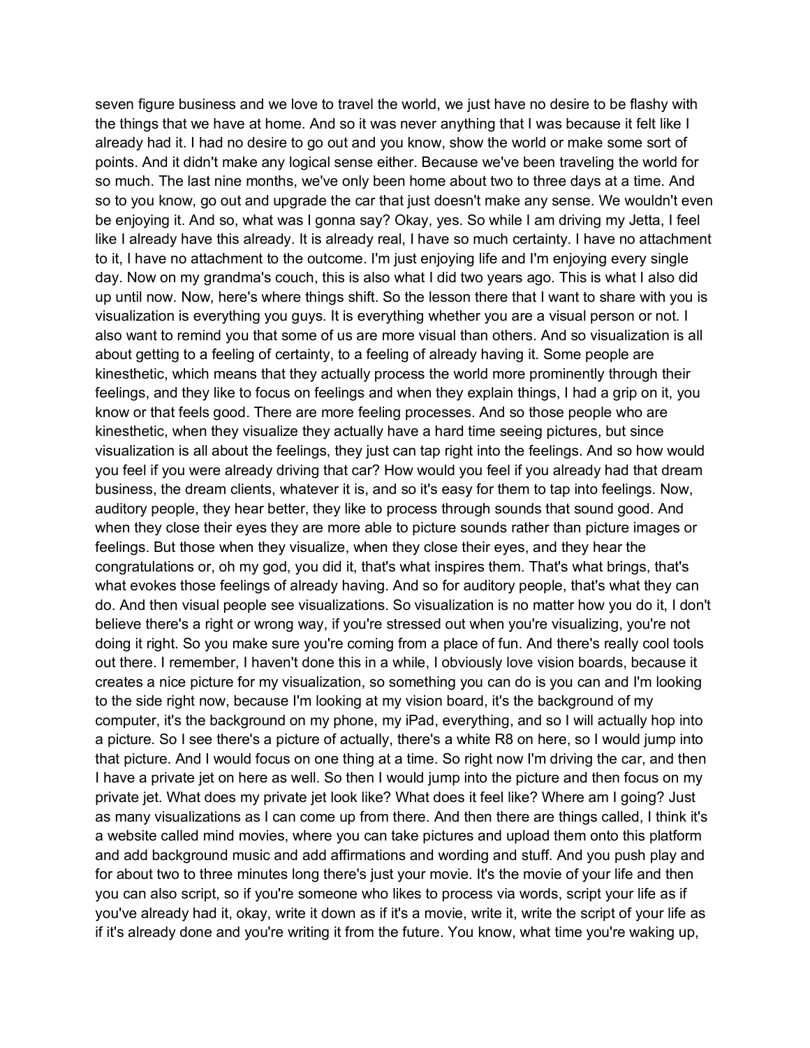seven figure business and we love to travel the world, we just have no desire to be flashy with the things that we have at home. And so it was never anything that I was because it felt like I already had it. I had no desire to go out and you know, show the world or make some sort of points. And it didn't make any logical sense either. Because we've been traveling the world for so much. The last nine months, we've only been home about two to three days at a time. And so to you know, go out and upgrade the car that just doesn't make any sense. We wouldn't even be enjoying it. And so, what was I gonna say? Okay, yes. So while I am driving my Jetta, I feel like I already have this already. It is already real, I have so much certainty. I have no attachment to it, I have no attachment to the outcome. I'm just enjoying life and I'm enjoying every single day. Now on my grandma's couch, this is also what I did two years ago. This is what I also did up until now. Now, here's where things shift. So the lesson there that I want to share with you is visualization is everything you guys. It is everything whether you are a visual person or not. I also want to remind you that some of us are more visual than others. And so visualization is all about getting to a feeling of certainty, to a feeling of already having it. Some people are kinesthetic, which means that they actually process the world more prominently through their feelings, and they like to focus on feelings and when they explain things, I had a grip on it, you know or that feels good. There are more feeling processes. And so those people who are kinesthetic, when they visualize they actually have a hard time seeing pictures, but since visualization is all about the feelings, they just can tap right into the feelings. And so how would you feel if you were already driving that car? How would you feel if you already had that dream business, the dream clients, whatever it is, and so it's easy for them to tap into feelings. Now, auditory people, they hear better, they like to process through sounds that sound good. And when they close their eyes they are more able to picture sounds rather than picture images or feelings. But those when they visualize, when they close their eyes, and they hear the congratulations or, oh my god, you did it, that's what inspires them. That's what brings, that's what evokes those feelings of already having. And so for auditory people, that's what they can do. And then visual people see visualizations. So visualization is no matter how you do it, I don't believe there's a right or wrong way, if you're stressed out when you're visualizing, you're not doing it right. So you make sure you're coming from a place of fun. And there's really cool tools out there. I remember, I haven't done this in a while, I obviously love vision boards, because it creates a nice picture for my visualization, so something you can do is you can and I'm looking to the side right now, because I'm looking at my vision board, it's the background of my computer, it's the background on my phone, my iPad, everything, and so I will actually hop into a picture. So I see there's a picture of actually, there's a white R8 on here, so I would jump into that picture. And I would focus on one thing at a time. So right now I'm driving the car, and then I have a private jet on here as well. So then I would jump into the picture and then focus on my private jet. What does my private jet look like? What does it feel like? Where am I going? Just as many visualizations as I can come up from there. And then there are things called, I think it's a website called mind movies, where you can take pictures and upload them onto this platform and add background music and add affirmations and wording and stuff. And you push play and for about two to three minutes long there's just your movie. It's the movie of your life and then you can also script, so if you're someone who likes to process via words, script your life as if you've already had it, okay, write it down as if it's a movie, write it, write the script of your life as if it's already done and you're writing it from the future. You know, what time you're waking up,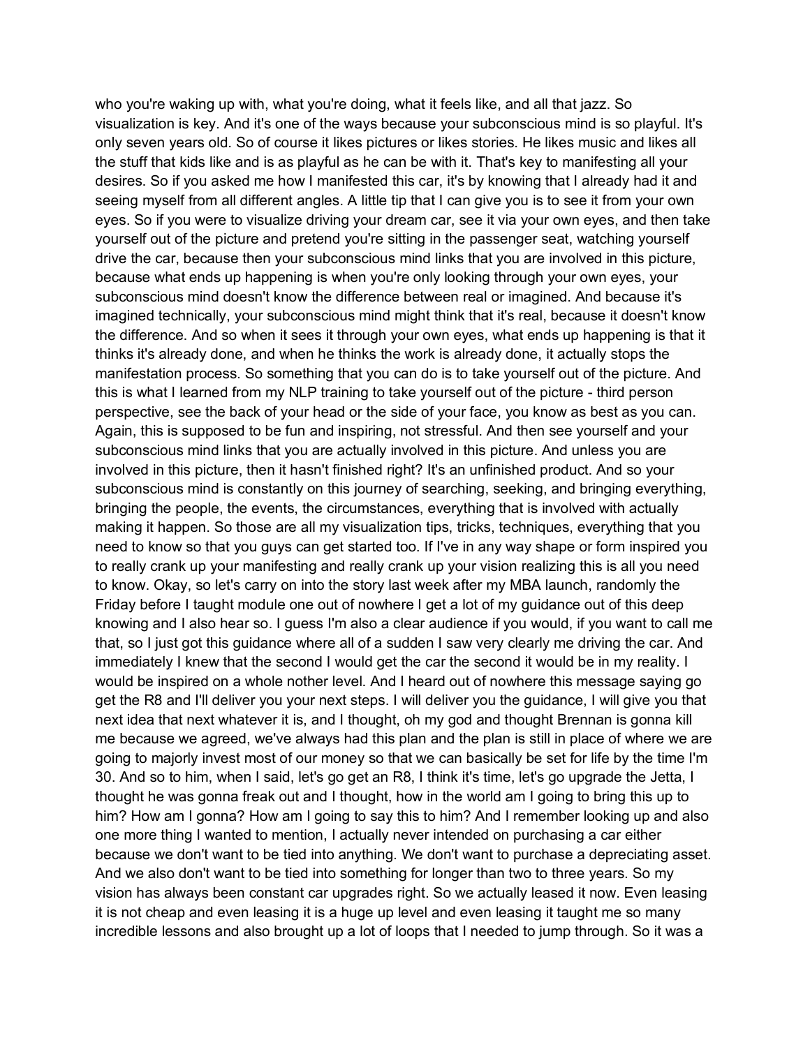who you're waking up with, what you're doing, what it feels like, and all that jazz. So visualization is key. And it's one of the ways because your subconscious mind is so playful. It's only seven years old. So of course it likes pictures or likes stories. He likes music and likes all the stuff that kids like and is as playful as he can be with it. That's key to manifesting all your desires. So if you asked me how I manifested this car, it's by knowing that I already had it and seeing myself from all different angles. A little tip that I can give you is to see it from your own eyes. So if you were to visualize driving your dream car, see it via your own eyes, and then take yourself out of the picture and pretend you're sitting in the passenger seat, watching yourself drive the car, because then your subconscious mind links that you are involved in this picture, because what ends up happening is when you're only looking through your own eyes, your subconscious mind doesn't know the difference between real or imagined. And because it's imagined technically, your subconscious mind might think that it's real, because it doesn't know the difference. And so when it sees it through your own eyes, what ends up happening is that it thinks it's already done, and when he thinks the work is already done, it actually stops the manifestation process. So something that you can do is to take yourself out of the picture. And this is what I learned from my NLP training to take yourself out of the picture - third person perspective, see the back of your head or the side of your face, you know as best as you can. Again, this is supposed to be fun and inspiring, not stressful. And then see yourself and your subconscious mind links that you are actually involved in this picture. And unless you are involved in this picture, then it hasn't finished right? It's an unfinished product. And so your subconscious mind is constantly on this journey of searching, seeking, and bringing everything, bringing the people, the events, the circumstances, everything that is involved with actually making it happen. So those are all my visualization tips, tricks, techniques, everything that you need to know so that you guys can get started too. If I've in any way shape or form inspired you to really crank up your manifesting and really crank up your vision realizing this is all you need to know. Okay, so let's carry on into the story last week after my MBA launch, randomly the Friday before I taught module one out of nowhere I get a lot of my guidance out of this deep knowing and I also hear so. I guess I'm also a clear audience if you would, if you want to call me that, so I just got this guidance where all of a sudden I saw very clearly me driving the car. And immediately I knew that the second I would get the car the second it would be in my reality. I would be inspired on a whole nother level. And I heard out of nowhere this message saying go get the R8 and I'll deliver you your next steps. I will deliver you the guidance, I will give you that next idea that next whatever it is, and I thought, oh my god and thought Brennan is gonna kill me because we agreed, we've always had this plan and the plan is still in place of where we are going to majorly invest most of our money so that we can basically be set for life by the time I'm 30. And so to him, when I said, let's go get an R8, I think it's time, let's go upgrade the Jetta, I thought he was gonna freak out and I thought, how in the world am I going to bring this up to him? How am I gonna? How am I going to say this to him? And I remember looking up and also one more thing I wanted to mention, I actually never intended on purchasing a car either because we don't want to be tied into anything. We don't want to purchase a depreciating asset. And we also don't want to be tied into something for longer than two to three years. So my vision has always been constant car upgrades right. So we actually leased it now. Even leasing it is not cheap and even leasing it is a huge up level and even leasing it taught me so many incredible lessons and also brought up a lot of loops that I needed to jump through. So it was a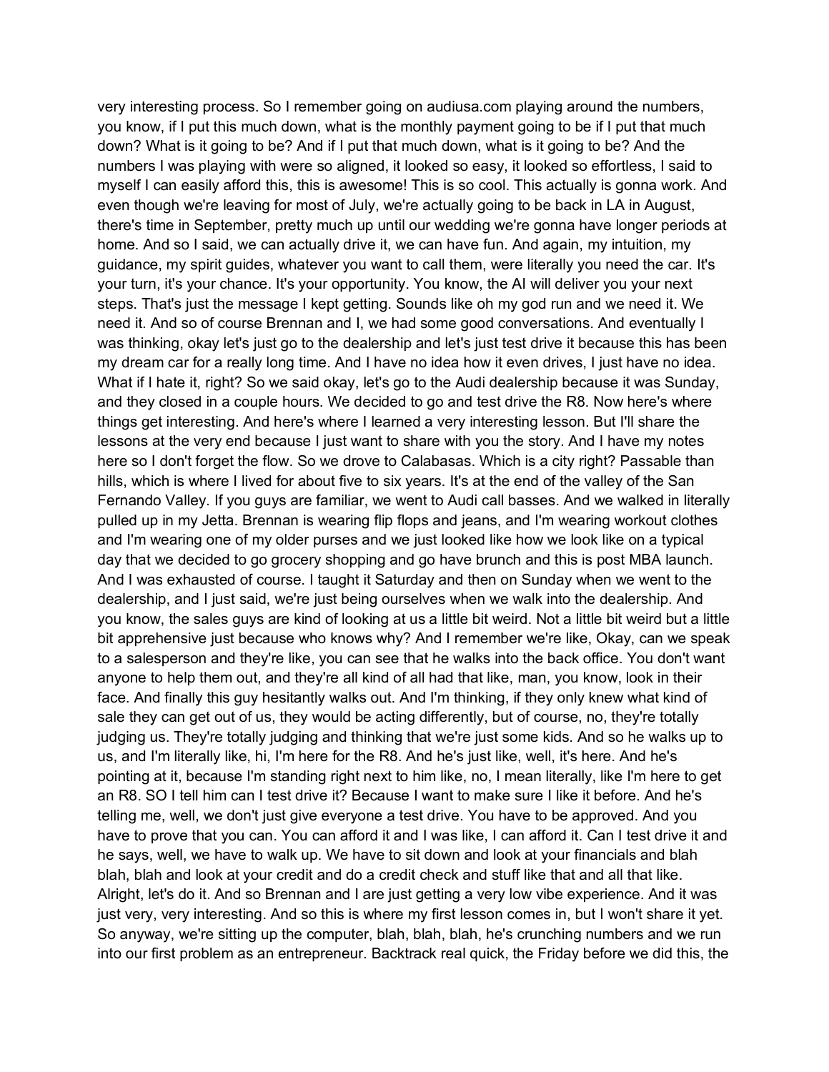very interesting process. So I remember going on audiusa.com playing around the numbers, you know, if I put this much down, what is the monthly payment going to be if I put that much down? What is it going to be? And if I put that much down, what is it going to be? And the numbers I was playing with were so aligned, it looked so easy, it looked so effortless, I said to myself I can easily afford this, this is awesome! This is so cool. This actually is gonna work. And even though we're leaving for most of July, we're actually going to be back in LA in August, there's time in September, pretty much up until our wedding we're gonna have longer periods at home. And so I said, we can actually drive it, we can have fun. And again, my intuition, my guidance, my spirit guides, whatever you want to call them, were literally you need the car. It's your turn, it's your chance. It's your opportunity. You know, the AI will deliver you your next steps. That's just the message I kept getting. Sounds like oh my god run and we need it. We need it. And so of course Brennan and I, we had some good conversations. And eventually I was thinking, okay let's just go to the dealership and let's just test drive it because this has been my dream car for a really long time. And I have no idea how it even drives, I just have no idea. What if I hate it, right? So we said okay, let's go to the Audi dealership because it was Sunday, and they closed in a couple hours. We decided to go and test drive the R8. Now here's where things get interesting. And here's where I learned a very interesting lesson. But I'll share the lessons at the very end because I just want to share with you the story. And I have my notes here so I don't forget the flow. So we drove to Calabasas. Which is a city right? Passable than hills, which is where I lived for about five to six years. It's at the end of the valley of the San Fernando Valley. If you guys are familiar, we went to Audi call basses. And we walked in literally pulled up in my Jetta. Brennan is wearing flip flops and jeans, and I'm wearing workout clothes and I'm wearing one of my older purses and we just looked like how we look like on a typical day that we decided to go grocery shopping and go have brunch and this is post MBA launch. And I was exhausted of course. I taught it Saturday and then on Sunday when we went to the dealership, and I just said, we're just being ourselves when we walk into the dealership. And you know, the sales guys are kind of looking at us a little bit weird. Not a little bit weird but a little bit apprehensive just because who knows why? And I remember we're like, Okay, can we speak to a salesperson and they're like, you can see that he walks into the back office. You don't want anyone to help them out, and they're all kind of all had that like, man, you know, look in their face. And finally this guy hesitantly walks out. And I'm thinking, if they only knew what kind of sale they can get out of us, they would be acting differently, but of course, no, they're totally judging us. They're totally judging and thinking that we're just some kids. And so he walks up to us, and I'm literally like, hi, I'm here for the R8. And he's just like, well, it's here. And he's pointing at it, because I'm standing right next to him like, no, I mean literally, like I'm here to get an R8. SO I tell him can I test drive it? Because I want to make sure I like it before. And he's telling me, well, we don't just give everyone a test drive. You have to be approved. And you have to prove that you can. You can afford it and I was like, I can afford it. Can I test drive it and he says, well, we have to walk up. We have to sit down and look at your financials and blah blah, blah, blah and look at your credit and do a credit check and stuff like that and all that like. Alright, let's do it. And so Brennan and I are just getting a very low vibe experience. And it was just very, very interesting. And so this is where my first lesson comes in, but I won't share it yet. So anyway, we're sitting up the computer, blah, blah, blah, he's crunching numbers and we run into our first problem as an entrepreneur. Backtrack real quick, the Friday before we did this, the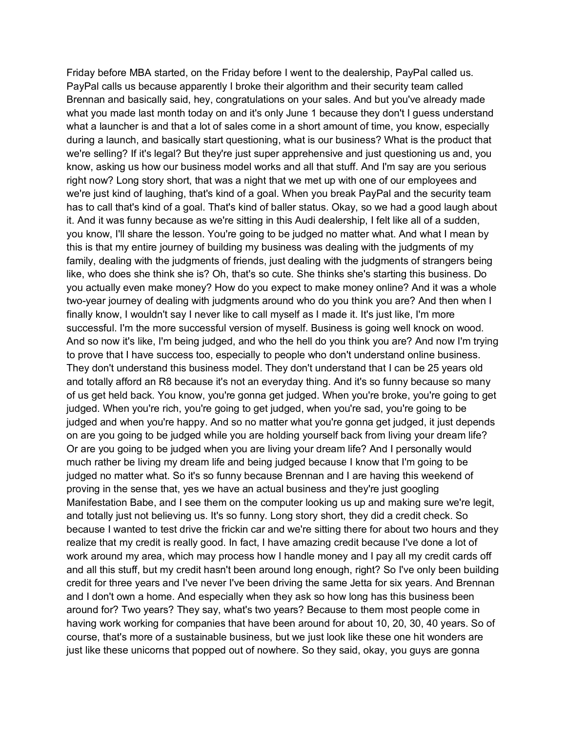Friday before MBA started, on the Friday before I went to the dealership, PayPal called us. PayPal calls us because apparently I broke their algorithm and their security team called Brennan and basically said, hey, congratulations on your sales. And but you've already made what you made last month today on and it's only June 1 because they don't I guess understand what a launcher is and that a lot of sales come in a short amount of time, you know, especially during a launch, and basically start questioning, what is our business? What is the product that we're selling? If it's legal? But they're just super apprehensive and just questioning us and, you know, asking us how our business model works and all that stuff. And I'm say are you serious right now? Long story short, that was a night that we met up with one of our employees and we're just kind of laughing, that's kind of a goal. When you break PayPal and the security team has to call that's kind of a goal. That's kind of baller status. Okay, so we had a good laugh about it. And it was funny because as we're sitting in this Audi dealership, I felt like all of a sudden, you know, I'll share the lesson. You're going to be judged no matter what. And what I mean by this is that my entire journey of building my business was dealing with the judgments of my family, dealing with the judgments of friends, just dealing with the judgments of strangers being like, who does she think she is? Oh, that's so cute. She thinks she's starting this business. Do you actually even make money? How do you expect to make money online? And it was a whole two-year journey of dealing with judgments around who do you think you are? And then when I finally know, I wouldn't say I never like to call myself as I made it. It's just like, I'm more successful. I'm the more successful version of myself. Business is going well knock on wood. And so now it's like, I'm being judged, and who the hell do you think you are? And now I'm trying to prove that I have success too, especially to people who don't understand online business. They don't understand this business model. They don't understand that I can be 25 years old and totally afford an R8 because it's not an everyday thing. And it's so funny because so many of us get held back. You know, you're gonna get judged. When you're broke, you're going to get judged. When you're rich, you're going to get judged, when you're sad, you're going to be judged and when you're happy. And so no matter what you're gonna get judged, it just depends on are you going to be judged while you are holding yourself back from living your dream life? Or are you going to be judged when you are living your dream life? And I personally would much rather be living my dream life and being judged because I know that I'm going to be judged no matter what. So it's so funny because Brennan and I are having this weekend of proving in the sense that, yes we have an actual business and they're just googling Manifestation Babe, and I see them on the computer looking us up and making sure we're legit, and totally just not believing us. It's so funny. Long story short, they did a credit check. So because I wanted to test drive the frickin car and we're sitting there for about two hours and they realize that my credit is really good. In fact, I have amazing credit because I've done a lot of work around my area, which may process how I handle money and I pay all my credit cards off and all this stuff, but my credit hasn't been around long enough, right? So I've only been building credit for three years and I've never I've been driving the same Jetta for six years. And Brennan and I don't own a home. And especially when they ask so how long has this business been around for? Two years? They say, what's two years? Because to them most people come in having work working for companies that have been around for about 10, 20, 30, 40 years. So of course, that's more of a sustainable business, but we just look like these one hit wonders are just like these unicorns that popped out of nowhere. So they said, okay, you guys are gonna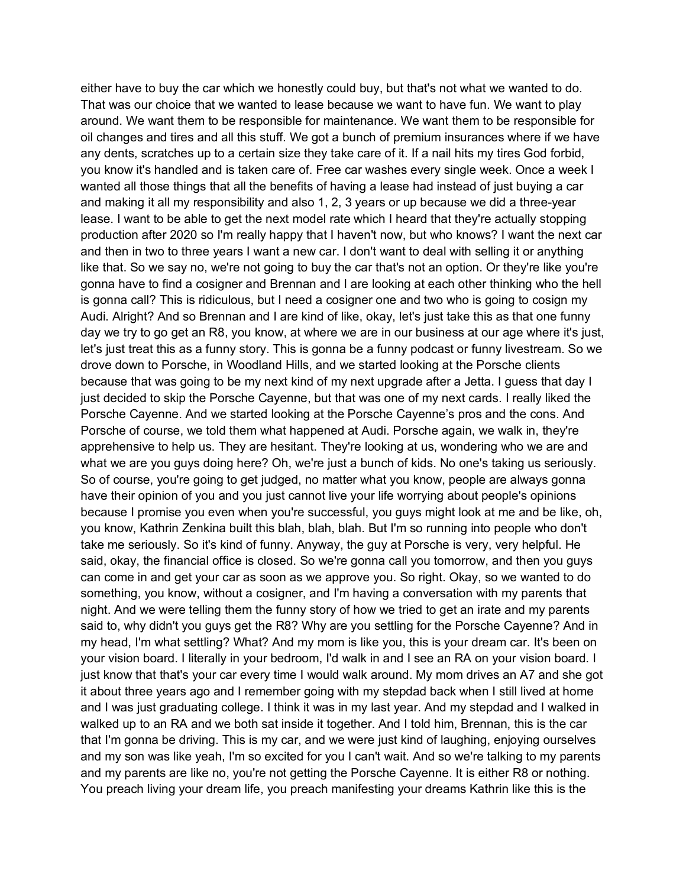either have to buy the car which we honestly could buy, but that's not what we wanted to do. That was our choice that we wanted to lease because we want to have fun. We want to play around. We want them to be responsible for maintenance. We want them to be responsible for oil changes and tires and all this stuff. We got a bunch of premium insurances where if we have any dents, scratches up to a certain size they take care of it. If a nail hits my tires God forbid, you know it's handled and is taken care of. Free car washes every single week. Once a week I wanted all those things that all the benefits of having a lease had instead of just buying a car and making it all my responsibility and also 1, 2, 3 years or up because we did a three-year lease. I want to be able to get the next model rate which I heard that they're actually stopping production after 2020 so I'm really happy that I haven't now, but who knows? I want the next car and then in two to three years I want a new car. I don't want to deal with selling it or anything like that. So we say no, we're not going to buy the car that's not an option. Or they're like you're gonna have to find a cosigner and Brennan and I are looking at each other thinking who the hell is gonna call? This is ridiculous, but I need a cosigner one and two who is going to cosign my Audi. Alright? And so Brennan and I are kind of like, okay, let's just take this as that one funny day we try to go get an R8, you know, at where we are in our business at our age where it's just, let's just treat this as a funny story. This is gonna be a funny podcast or funny livestream. So we drove down to Porsche, in Woodland Hills, and we started looking at the Porsche clients because that was going to be my next kind of my next upgrade after a Jetta. I guess that day I just decided to skip the Porsche Cayenne, but that was one of my next cards. I really liked the Porsche Cayenne. And we started looking at the Porsche Cayenne's pros and the cons. And Porsche of course, we told them what happened at Audi. Porsche again, we walk in, they're apprehensive to help us. They are hesitant. They're looking at us, wondering who we are and what we are you guys doing here? Oh, we're just a bunch of kids. No one's taking us seriously. So of course, you're going to get judged, no matter what you know, people are always gonna have their opinion of you and you just cannot live your life worrying about people's opinions because I promise you even when you're successful, you guys might look at me and be like, oh, you know, Kathrin Zenkina built this blah, blah, blah. But I'm so running into people who don't take me seriously. So it's kind of funny. Anyway, the guy at Porsche is very, very helpful. He said, okay, the financial office is closed. So we're gonna call you tomorrow, and then you guys can come in and get your car as soon as we approve you. So right. Okay, so we wanted to do something, you know, without a cosigner, and I'm having a conversation with my parents that night. And we were telling them the funny story of how we tried to get an irate and my parents said to, why didn't you guys get the R8? Why are you settling for the Porsche Cayenne? And in my head, I'm what settling? What? And my mom is like you, this is your dream car. It's been on your vision board. I literally in your bedroom, I'd walk in and I see an RA on your vision board. I just know that that's your car every time I would walk around. My mom drives an A7 and she got it about three years ago and I remember going with my stepdad back when I still lived at home and I was just graduating college. I think it was in my last year. And my stepdad and I walked in walked up to an RA and we both sat inside it together. And I told him, Brennan, this is the car that I'm gonna be driving. This is my car, and we were just kind of laughing, enjoying ourselves and my son was like yeah, I'm so excited for you I can't wait. And so we're talking to my parents and my parents are like no, you're not getting the Porsche Cayenne. It is either R8 or nothing. You preach living your dream life, you preach manifesting your dreams Kathrin like this is the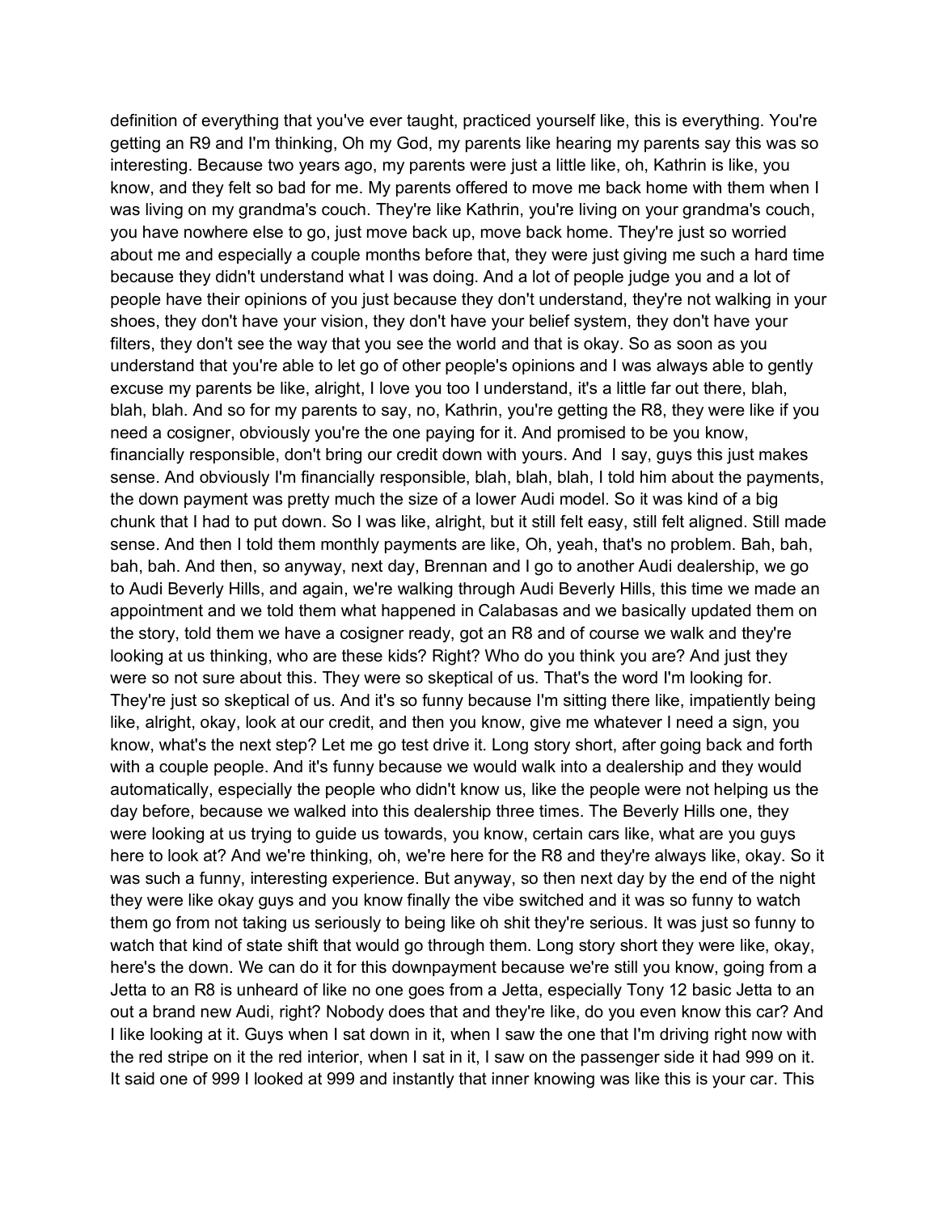definition of everything that you've ever taught, practiced yourself like, this is everything. You're getting an R9 and I'm thinking, Oh my God, my parents like hearing my parents say this was so interesting. Because two years ago, my parents were just a little like, oh, Kathrin is like, you know, and they felt so bad for me. My parents offered to move me back home with them when I was living on my grandma's couch. They're like Kathrin, you're living on your grandma's couch, you have nowhere else to go, just move back up, move back home. They're just so worried about me and especially a couple months before that, they were just giving me such a hard time because they didn't understand what I was doing. And a lot of people judge you and a lot of people have their opinions of you just because they don't understand, they're not walking in your shoes, they don't have your vision, they don't have your belief system, they don't have your filters, they don't see the way that you see the world and that is okay. So as soon as you understand that you're able to let go of other people's opinions and I was always able to gently excuse my parents be like, alright, I love you too I understand, it's a little far out there, blah, blah, blah. And so for my parents to say, no, Kathrin, you're getting the R8, they were like if you need a cosigner, obviously you're the one paying for it. And promised to be you know, financially responsible, don't bring our credit down with yours. And I say, guys this just makes sense. And obviously I'm financially responsible, blah, blah, blah, I told him about the payments, the down payment was pretty much the size of a lower Audi model. So it was kind of a big chunk that I had to put down. So I was like, alright, but it still felt easy, still felt aligned. Still made sense. And then I told them monthly payments are like, Oh, yeah, that's no problem. Bah, bah, bah, bah. And then, so anyway, next day, Brennan and I go to another Audi dealership, we go to Audi Beverly Hills, and again, we're walking through Audi Beverly Hills, this time we made an appointment and we told them what happened in Calabasas and we basically updated them on the story, told them we have a cosigner ready, got an R8 and of course we walk and they're looking at us thinking, who are these kids? Right? Who do you think you are? And just they were so not sure about this. They were so skeptical of us. That's the word I'm looking for. They're just so skeptical of us. And it's so funny because I'm sitting there like, impatiently being like, alright, okay, look at our credit, and then you know, give me whatever I need a sign, you know, what's the next step? Let me go test drive it. Long story short, after going back and forth with a couple people. And it's funny because we would walk into a dealership and they would automatically, especially the people who didn't know us, like the people were not helping us the day before, because we walked into this dealership three times. The Beverly Hills one, they were looking at us trying to guide us towards, you know, certain cars like, what are you guys here to look at? And we're thinking, oh, we're here for the R8 and they're always like, okay. So it was such a funny, interesting experience. But anyway, so then next day by the end of the night they were like okay guys and you know finally the vibe switched and it was so funny to watch them go from not taking us seriously to being like oh shit they're serious. It was just so funny to watch that kind of state shift that would go through them. Long story short they were like, okay, here's the down. We can do it for this downpayment because we're still you know, going from a Jetta to an R8 is unheard of like no one goes from a Jetta, especially Tony 12 basic Jetta to an out a brand new Audi, right? Nobody does that and they're like, do you even know this car? And I like looking at it. Guys when I sat down in it, when I saw the one that I'm driving right now with the red stripe on it the red interior, when I sat in it, I saw on the passenger side it had 999 on it. It said one of 999 I looked at 999 and instantly that inner knowing was like this is your car. This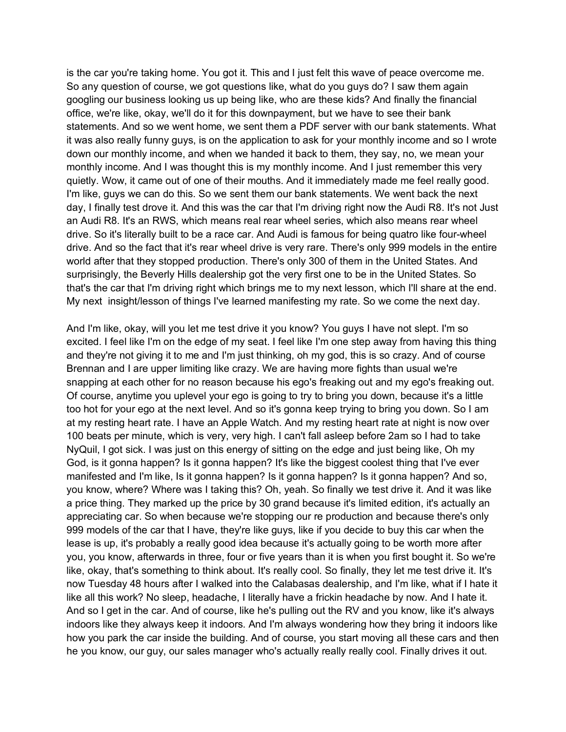is the car you're taking home. You got it. This and I just felt this wave of peace overcome me. So any question of course, we got questions like, what do you guys do? I saw them again googling our business looking us up being like, who are these kids? And finally the financial office, we're like, okay, we'll do it for this downpayment, but we have to see their bank statements. And so we went home, we sent them a PDF server with our bank statements. What it was also really funny guys, is on the application to ask for your monthly income and so I wrote down our monthly income, and when we handed it back to them, they say, no, we mean your monthly income. And I was thought this is my monthly income. And I just remember this very quietly. Wow, it came out of one of their mouths. And it immediately made me feel really good. I'm like, guys we can do this. So we sent them our bank statements. We went back the next day, I finally test drove it. And this was the car that I'm driving right now the Audi R8. It's not Just an Audi R8. It's an RWS, which means real rear wheel series, which also means rear wheel drive. So it's literally built to be a race car. And Audi is famous for being quatro like four-wheel drive. And so the fact that it's rear wheel drive is very rare. There's only 999 models in the entire world after that they stopped production. There's only 300 of them in the United States. And surprisingly, the Beverly Hills dealership got the very first one to be in the United States. So that's the car that I'm driving right which brings me to my next lesson, which I'll share at the end. My next insight/lesson of things I've learned manifesting my rate. So we come the next day.

And I'm like, okay, will you let me test drive it you know? You guys I have not slept. I'm so excited. I feel like I'm on the edge of my seat. I feel like I'm one step away from having this thing and they're not giving it to me and I'm just thinking, oh my god, this is so crazy. And of course Brennan and I are upper limiting like crazy. We are having more fights than usual we're snapping at each other for no reason because his ego's freaking out and my ego's freaking out. Of course, anytime you uplevel your ego is going to try to bring you down, because it's a little too hot for your ego at the next level. And so it's gonna keep trying to bring you down. So I am at my resting heart rate. I have an Apple Watch. And my resting heart rate at night is now over 100 beats per minute, which is very, very high. I can't fall asleep before 2am so I had to take NyQuil, I got sick. I was just on this energy of sitting on the edge and just being like, Oh my God, is it gonna happen? Is it gonna happen? It's like the biggest coolest thing that I've ever manifested and I'm like, Is it gonna happen? Is it gonna happen? Is it gonna happen? And so, you know, where? Where was I taking this? Oh, yeah. So finally we test drive it. And it was like a price thing. They marked up the price by 30 grand because it's limited edition, it's actually an appreciating car. So when because we're stopping our re production and because there's only 999 models of the car that I have, they're like guys, like if you decide to buy this car when the lease is up, it's probably a really good idea because it's actually going to be worth more after you, you know, afterwards in three, four or five years than it is when you first bought it. So we're like, okay, that's something to think about. It's really cool. So finally, they let me test drive it. It's now Tuesday 48 hours after I walked into the Calabasas dealership, and I'm like, what if I hate it like all this work? No sleep, headache, I literally have a frickin headache by now. And I hate it. And so I get in the car. And of course, like he's pulling out the RV and you know, like it's always indoors like they always keep it indoors. And I'm always wondering how they bring it indoors like how you park the car inside the building. And of course, you start moving all these cars and then he you know, our guy, our sales manager who's actually really really cool. Finally drives it out.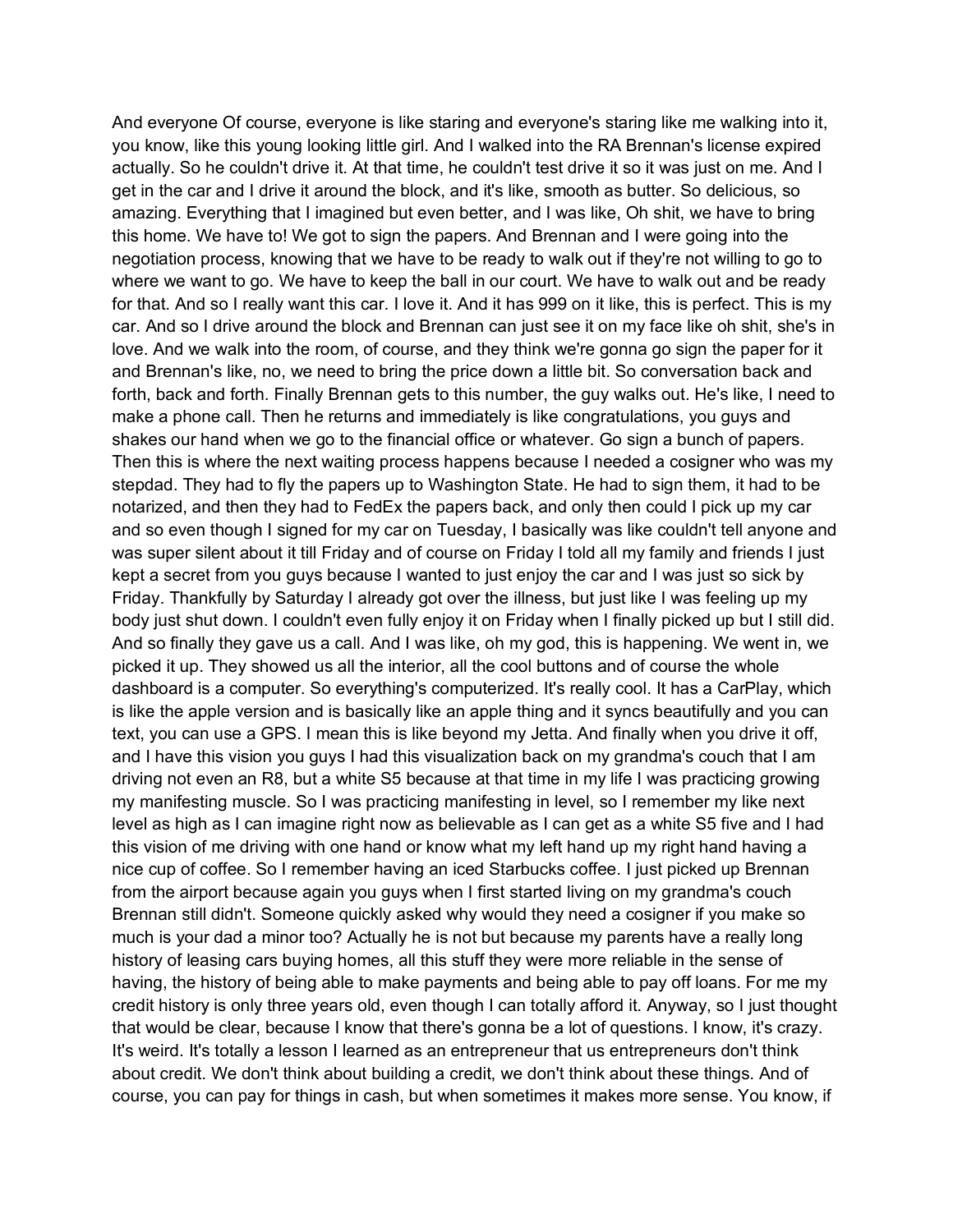And everyone Of course, everyone is like staring and everyone's staring like me walking into it, you know, like this young looking little girl. And I walked into the RA Brennan's license expired actually. So he couldn't drive it. At that time, he couldn't test drive it so it was just on me. And I get in the car and I drive it around the block, and it's like, smooth as butter. So delicious, so amazing. Everything that I imagined but even better, and I was like, Oh shit, we have to bring this home. We have to! We got to sign the papers. And Brennan and I were going into the negotiation process, knowing that we have to be ready to walk out if they're not willing to go to where we want to go. We have to keep the ball in our court. We have to walk out and be ready for that. And so I really want this car. I love it. And it has 999 on it like, this is perfect. This is my car. And so I drive around the block and Brennan can just see it on my face like oh shit, she's in love. And we walk into the room, of course, and they think we're gonna go sign the paper for it and Brennan's like, no, we need to bring the price down a little bit. So conversation back and forth, back and forth. Finally Brennan gets to this number, the guy walks out. He's like, I need to make a phone call. Then he returns and immediately is like congratulations, you guys and shakes our hand when we go to the financial office or whatever. Go sign a bunch of papers. Then this is where the next waiting process happens because I needed a cosigner who was my stepdad. They had to fly the papers up to Washington State. He had to sign them, it had to be notarized, and then they had to FedEx the papers back, and only then could I pick up my car and so even though I signed for my car on Tuesday, I basically was like couldn't tell anyone and was super silent about it till Friday and of course on Friday I told all my family and friends I just kept a secret from you guys because I wanted to just enjoy the car and I was just so sick by Friday. Thankfully by Saturday I already got over the illness, but just like I was feeling up my body just shut down. I couldn't even fully enjoy it on Friday when I finally picked up but I still did. And so finally they gave us a call. And I was like, oh my god, this is happening. We went in, we picked it up. They showed us all the interior, all the cool buttons and of course the whole dashboard is a computer. So everything's computerized. It's really cool. It has a CarPlay, which is like the apple version and is basically like an apple thing and it syncs beautifully and you can text, you can use a GPS. I mean this is like beyond my Jetta. And finally when you drive it off, and I have this vision you guys I had this visualization back on my grandma's couch that I am driving not even an R8, but a white S5 because at that time in my life I was practicing growing my manifesting muscle. So I was practicing manifesting in level, so I remember my like next level as high as I can imagine right now as believable as I can get as a white S5 five and I had this vision of me driving with one hand or know what my left hand up my right hand having a nice cup of coffee. So I remember having an iced Starbucks coffee. I just picked up Brennan from the airport because again you guys when I first started living on my grandma's couch Brennan still didn't. Someone quickly asked why would they need a cosigner if you make so much is your dad a minor too? Actually he is not but because my parents have a really long history of leasing cars buying homes, all this stuff they were more reliable in the sense of having, the history of being able to make payments and being able to pay off loans. For me my credit history is only three years old, even though I can totally afford it. Anyway, so I just thought that would be clear, because I know that there's gonna be a lot of questions. I know, it's crazy. It's weird. It's totally a lesson I learned as an entrepreneur that us entrepreneurs don't think about credit. We don't think about building a credit, we don't think about these things. And of course, you can pay for things in cash, but when sometimes it makes more sense. You know, if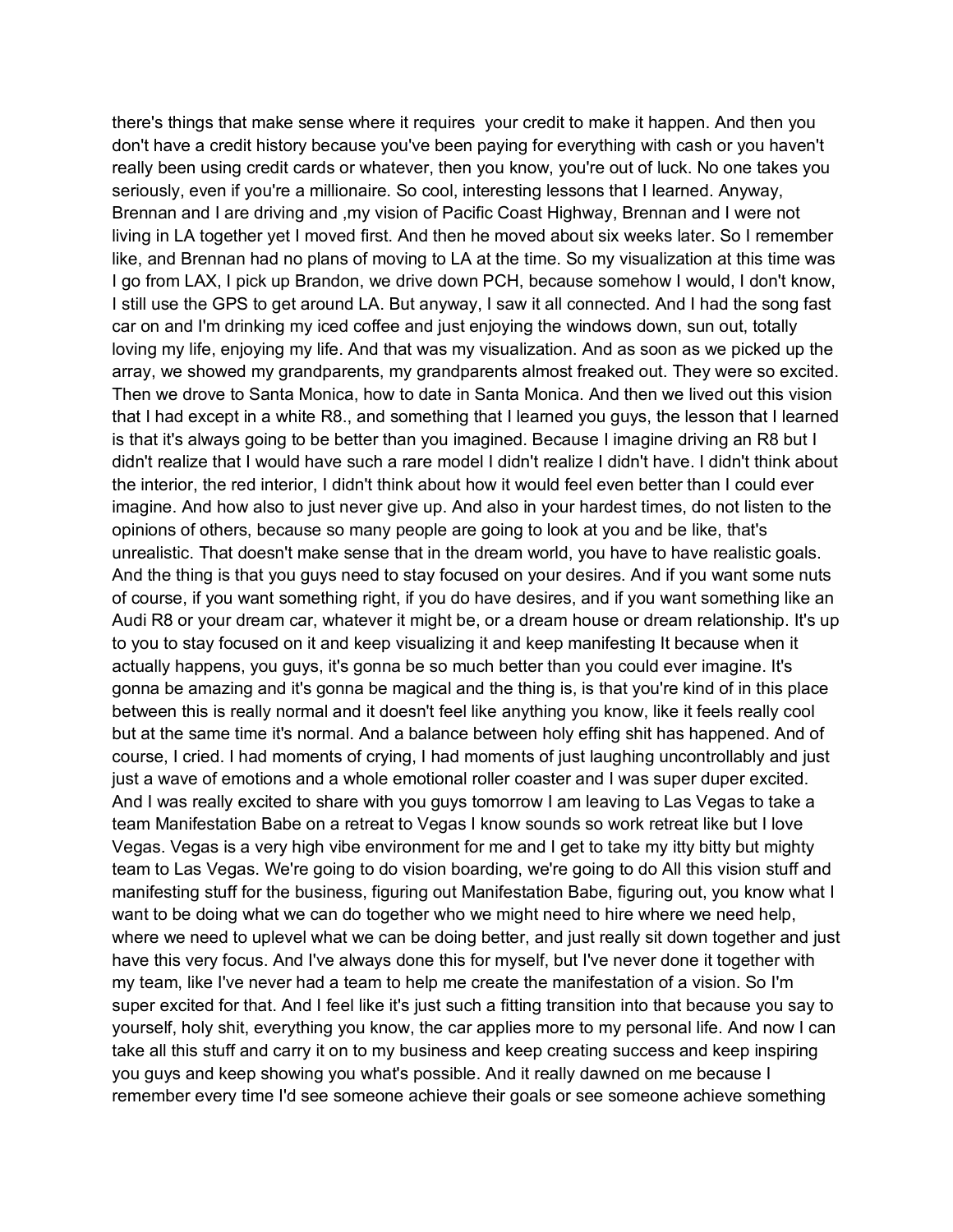there's things that make sense where it requires  your credit to make it happen. And then you don't have a credit history because you've been paying for everything with cash or you haven't really been using credit cards or whatever, then you know, you're out of luck. No one takes you seriously, even if you're a millionaire. So cool, interesting lessons that I learned. Anyway, Brennan and I are driving and ,my vision of Pacific Coast Highway, Brennan and I were not living in LA together yet I moved first. And then he moved about six weeks later. So I remember like, and Brennan had no plans of moving to LA at the time. So my visualization at this time was I go from LAX, I pick up Brandon, we drive down PCH, because somehow I would, I don't know, I still use the GPS to get around LA. But anyway, I saw it all connected. And I had the song fast car on and I'm drinking my iced coffee and just enjoying the windows down, sun out, totally loving my life, enjoying my life. And that was my visualization. And as soon as we picked up the array, we showed my grandparents, my grandparents almost freaked out. They were so excited. Then we drove to Santa Monica, how to date in Santa Monica. And then we lived out this vision that I had except in a white R8., and something that I learned you guys, the lesson that I learned is that it's always going to be better than you imagined. Because I imagine driving an R8 but I didn't realize that I would have such a rare model I didn't realize I didn't have. I didn't think about the interior, the red interior, I didn't think about how it would feel even better than I could ever imagine. And how also to just never give up. And also in your hardest times, do not listen to the opinions of others, because so many people are going to look at you and be like, that's unrealistic. That doesn't make sense that in the dream world, you have to have realistic goals. And the thing is that you guys need to stay focused on your desires. And if you want some nuts of course, if you want something right, if you do have desires, and if you want something like an Audi R8 or your dream car, whatever it might be, or a dream house or dream relationship. It's up to you to stay focused on it and keep visualizing it and keep manifesting It because when it actually happens, you guys, it's gonna be so much better than you could ever imagine. It's gonna be amazing and it's gonna be magical and the thing is, is that you're kind of in this place between this is really normal and it doesn't feel like anything you know, like it feels really cool but at the same time it's normal. And a balance between holy effing shit has happened. And of course, I cried. I had moments of crying, I had moments of just laughing uncontrollably and just just a wave of emotions and a whole emotional roller coaster and I was super duper excited. And I was really excited to share with you guys tomorrow I am leaving to Las Vegas to take a team Manifestation Babe on a retreat to Vegas I know sounds so work retreat like but I love Vegas. Vegas is a very high vibe environment for me and I get to take my itty bitty but mighty team to Las Vegas. We're going to do vision boarding, we're going to do All this vision stuff and manifesting stuff for the business, figuring out Manifestation Babe, figuring out, you know what I want to be doing what we can do together who we might need to hire where we need help, where we need to uplevel what we can be doing better, and just really sit down together and just have this very focus. And I've always done this for myself, but I've never done it together with my team, like I've never had a team to help me create the manifestation of a vision. So I'm super excited for that. And I feel like it's just such a fitting transition into that because you say to yourself, holy shit, everything you know, the car applies more to my personal life. And now I can take all this stuff and carry it on to my business and keep creating success and keep inspiring you guys and keep showing you what's possible. And it really dawned on me because I remember every time I'd see someone achieve their goals or see someone achieve something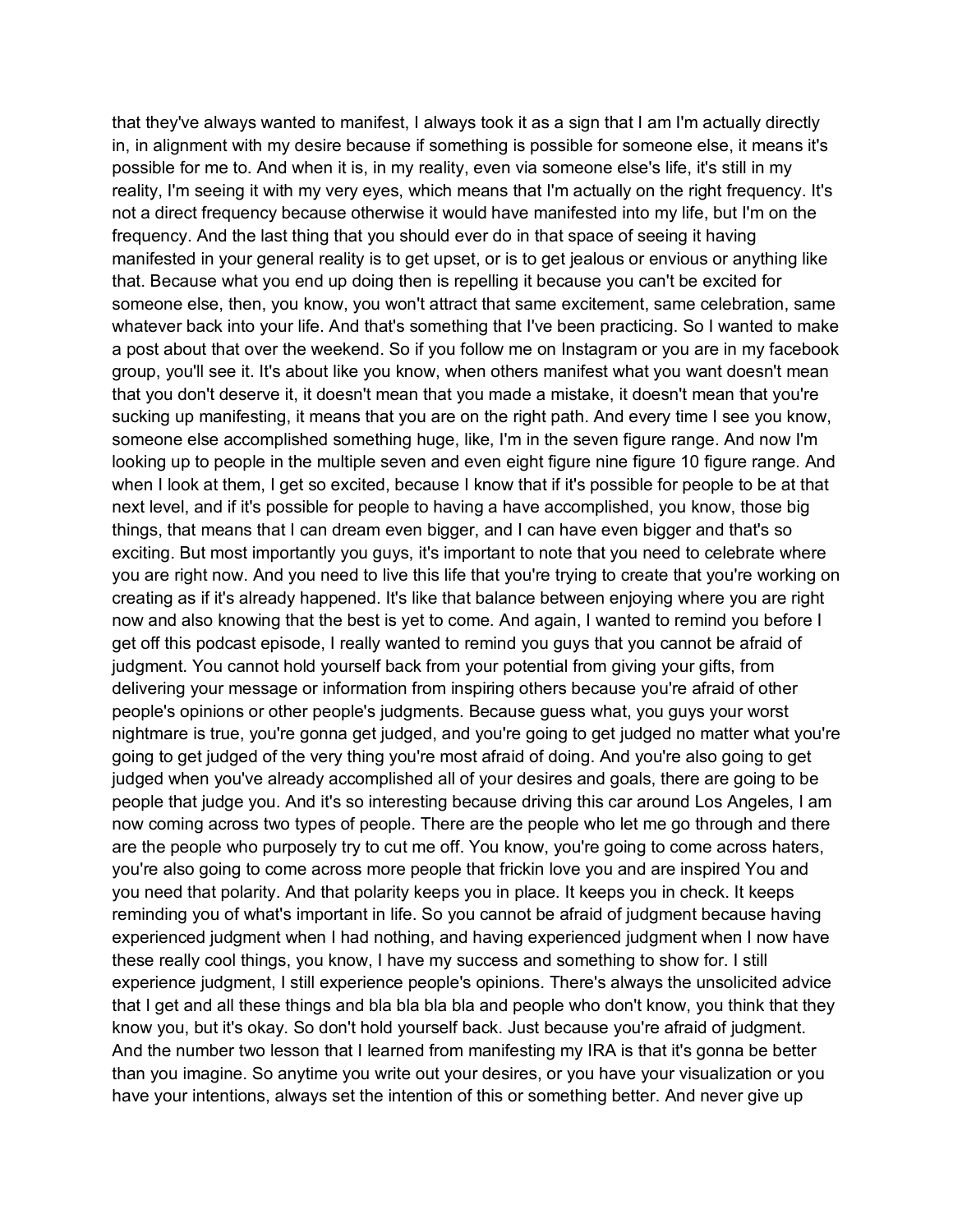that they've always wanted to manifest, I always took it as a sign that I am I'm actually directly in, in alignment with my desire because if something is possible for someone else, it means it's possible for me to. And when it is, in my reality, even via someone else's life, it's still in my reality, I'm seeing it with my very eyes, which means that I'm actually on the right frequency. It's not a direct frequency because otherwise it would have manifested into my life, but I'm on the frequency. And the last thing that you should ever do in that space of seeing it having manifested in your general reality is to get upset, or is to get jealous or envious or anything like that. Because what you end up doing then is repelling it because you can't be excited for someone else, then, you know, you won't attract that same excitement, same celebration, same whatever back into your life. And that's something that I've been practicing. So I wanted to make a post about that over the weekend. So if you follow me on Instagram or you are in my facebook group, you'll see it. It's about like you know, when others manifest what you want doesn't mean that you don't deserve it, it doesn't mean that you made a mistake, it doesn't mean that you're sucking up manifesting, it means that you are on the right path. And every time I see you know, someone else accomplished something huge, like, I'm in the seven figure range. And now I'm looking up to people in the multiple seven and even eight figure nine figure 10 figure range. And when I look at them, I get so excited, because I know that if it's possible for people to be at that next level, and if it's possible for people to having a have accomplished, you know, those big things, that means that I can dream even bigger, and I can have even bigger and that's so exciting. But most importantly you guys, it's important to note that you need to celebrate where you are right now. And you need to live this life that you're trying to create that you're working on creating as if it's already happened. It's like that balance between enjoying where you are right now and also knowing that the best is yet to come. And again, I wanted to remind you before I get off this podcast episode, I really wanted to remind you guys that you cannot be afraid of judgment. You cannot hold yourself back from your potential from giving your gifts, from delivering your message or information from inspiring others because you're afraid of other people's opinions or other people's judgments. Because guess what, you guys your worst nightmare is true, you're gonna get judged, and you're going to get judged no matter what you're going to get judged of the very thing you're most afraid of doing. And you're also going to get judged when you've already accomplished all of your desires and goals, there are going to be people that judge you. And it's so interesting because driving this car around Los Angeles, I am now coming across two types of people. There are the people who let me go through and there are the people who purposely try to cut me off. You know, you're going to come across haters, you're also going to come across more people that frickin love you and are inspired You and you need that polarity. And that polarity keeps you in place. It keeps you in check. It keeps reminding you of what's important in life. So you cannot be afraid of judgment because having experienced judgment when I had nothing, and having experienced judgment when I now have these really cool things, you know, I have my success and something to show for. I still experience judgment, I still experience people's opinions. There's always the unsolicited advice that I get and all these things and bla bla bla bla and people who don't know, you think that they know you, but it's okay. So don't hold yourself back. Just because you're afraid of judgment. And the number two lesson that I learned from manifesting my IRA is that it's gonna be better than you imagine. So anytime you write out your desires, or you have your visualization or you have your intentions, always set the intention of this or something better. And never give up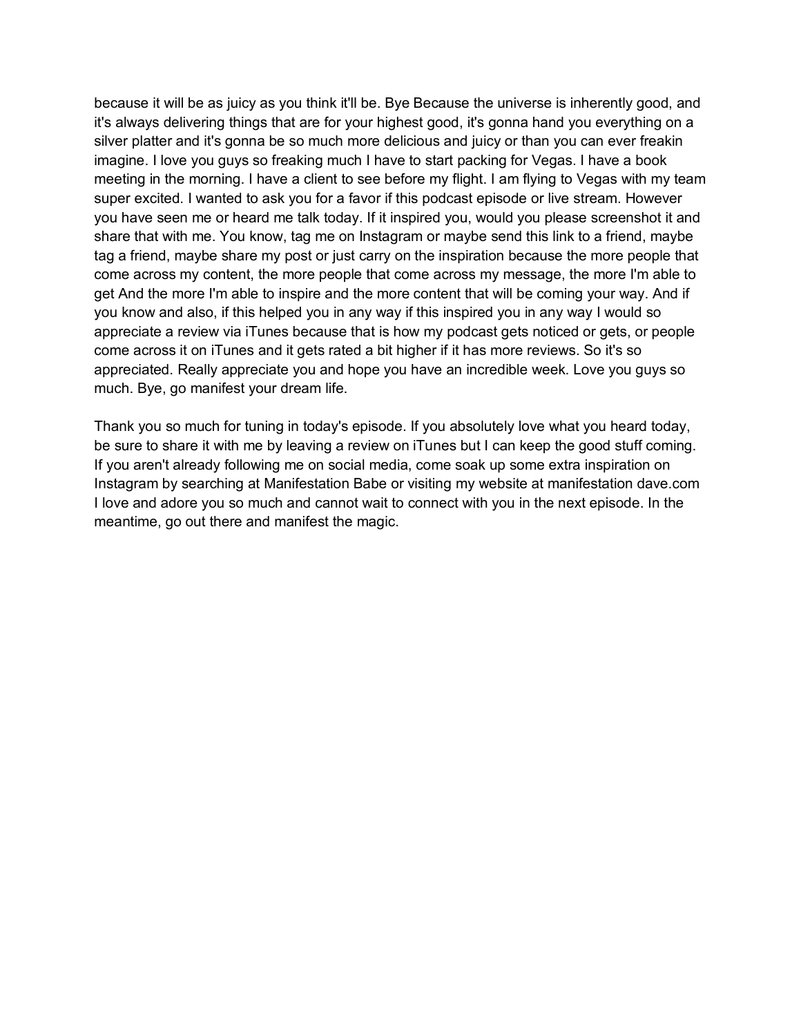because it will be as juicy as you think it'll be. Bye Because the universe is inherently good, and it's always delivering things that are for your highest good, it's gonna hand you everything on a silver platter and it's gonna be so much more delicious and juicy or than you can ever freakin imagine. I love you guys so freaking much I have to start packing for Vegas. I have a book meeting in the morning. I have a client to see before my flight. I am flying to Vegas with my team super excited. I wanted to ask you for a favor if this podcast episode or live stream. However you have seen me or heard me talk today. If it inspired you, would you please screenshot it and share that with me. You know, tag me on Instagram or maybe send this link to a friend, maybe tag a friend, maybe share my post or just carry on the inspiration because the more people that come across my content, the more people that come across my message, the more I'm able to get And the more I'm able to inspire and the more content that will be coming your way. And if you know and also, if this helped you in any way if this inspired you in any way I would so appreciate a review via iTunes because that is how my podcast gets noticed or gets, or people come across it on iTunes and it gets rated a bit higher if it has more reviews. So it's so appreciated. Really appreciate you and hope you have an incredible week. Love you guys so much. Bye, go manifest your dream life.

Thank you so much for tuning in today's episode. If you absolutely love what you heard today, be sure to share it with me by leaving a review on iTunes but I can keep the good stuff coming. If you aren't already following me on social media, come soak up some extra inspiration on Instagram by searching at Manifestation Babe or visiting my website at manifestation dave.com I love and adore you so much and cannot wait to connect with you in the next episode. In the meantime, go out there and manifest the magic.